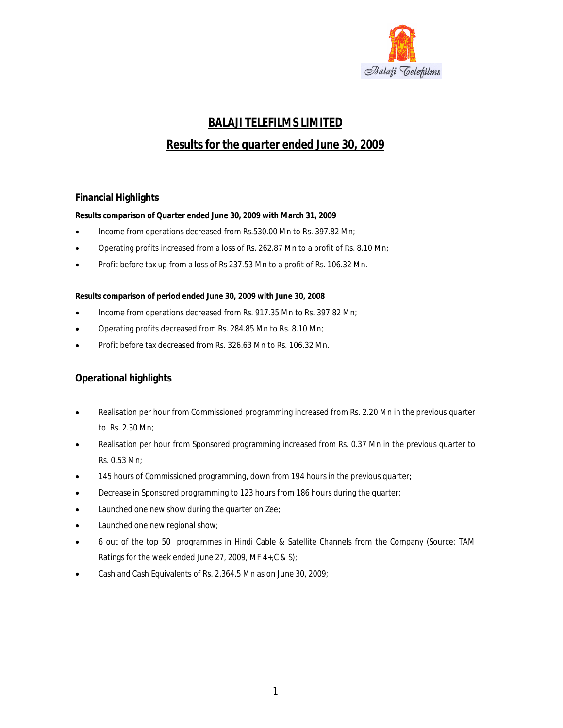# BALAJI TELEFILMS LIMITED

## Results for the quarter ended June 30, 2009

### Financial Highlights

**Results comparison of Quarter ended June 30, 2009 with March 31, 2009**

- Income from operations decreased from Rs.530.00 Mn to Rs. 397.82 Mn;
- Operating profits increased from a loss of Rs. 262.87 Mn to a profit of Rs. 8.10 Mn;
- Profit before tax up from a loss of Rs 237.53 Mn to a profit of Rs. 106.32 Mn.

**Results comparison of period ended June 30, 2009 with June 30, 2008**

- Income from operations decreased from Rs. 917.35 Mn to Rs. 397.82 Mn;
- Operating profits decreased from Rs. 284.85 Mn to Rs. 8.10 Mn;
- Profit before tax decreased from Rs. 326.63 Mn to Rs. 106.32 Mn.

### Operational highlights

- Realisation per hour from Commissioned programming increased from Rs. 2.20 Mn in the previous quarter to Rs. 2.30 Mn;
- Realisation per hour from Sponsored programming increased from Rs. 0.37 Mn in the previous quarter to Rs. 0.53 Mn;
- 145 hours of Commissioned programming, down from 194 hours in the previous quarter;
- Decrease in Sponsored programming to 123 hours from 186 hours during the quarter;
- Launched one new show during the quarter on Zee;
- Launched one new regional show;
- 6 out of the top 50 programmes in Hindi Cable & Satellite Channels from the Company (Source: TAM Ratings for the week ended June 27, 2009, MF 4+,C & S);
- Cash and Cash Equivalents of Rs. 2,364.5 Mn as on June 30, 2009;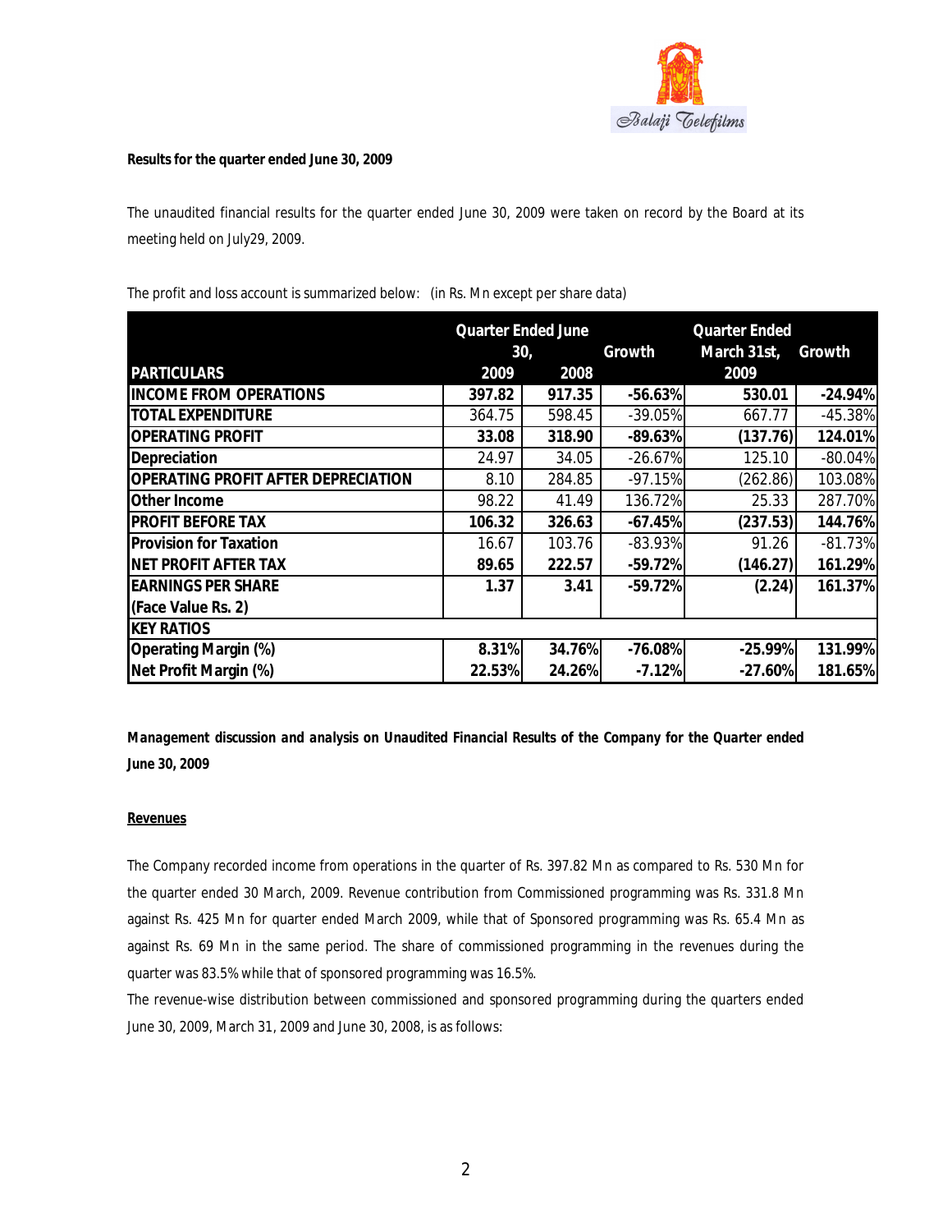**Results for the quarter ended June 30, 2009**

The unaudited financial results for the quarter ended June 30, 2009 were taken on record by the Board at its meeting held on July29, 2009.

The profit and loss account is summarized below: (in Rs. Mn except per share data)

| PARTICULARS | Quarter Ended June 30, 2009 | Quarter Ended June 30, 2008 | Growth | Quarter Ended March 31st, 2009 | Growth |
|---|---|---|---|---|---|
| **INCOME FROM OPERATIONS** | **397.82** | **917.35** | **-56.63%** | **530.01** | **-24.94%** |
| **TOTAL EXPENDITURE** | 364.75 | 598.45 | -39.05% | 667.77 | -45.38% |
| **OPERATING PROFIT** | **33.08** | **318.90** | **-89.63%** | **(137.76)** | **124.01%** |
| **Depreciation** | 24.97 | 34.05 | -26.67% | 125.10 | -80.04% |
| **OPERATING PROFIT AFTER DEPRECIATION** | 8.10 | 284.85 | -97.15% | (262.86) | 103.08% |
| **Other Income** | 98.22 | 41.49 | 136.72% | 25.33 | 287.70% |
| **PROFIT BEFORE TAX** | **106.32** | **326.63** | **-67.45%** | **(237.53)** | **144.76%** |
| **Provision for Taxation** | 16.67 | 103.76 | -83.93% | 91.26 | -81.73% |
| **NET PROFIT AFTER TAX** | **89.65** | **222.57** | **-59.72%** | **(146.27)** | **161.29%** |
| **EARNINGS PER SHARE (Face Value Rs. 2)** | **1.37** | **3.41** | **-59.72%** | **(2.24)** | **161.37%** |
| **KEY RATIOS** | | | | | |
| **Operating Margin (%)** | **8.31%** | **34.76%** | **-76.08%** | **-25.99%** | **131.99%** |
| **Net Profit Margin (%)** | **22.53%** | **24.26%** | **-7.12%** | **-27.60%** | **181.65%** |

***Management discussion and analysis on Unaudited Financial Results of the Company for the Quarter ended June 30, 2009***

**Revenues**

The Company recorded income from operations in the quarter of Rs. 397.82 Mn as compared to Rs. 530 Mn for the quarter ended 30 March, 2009. Revenue contribution from Commissioned programming was Rs. 331.8 Mn against Rs. 425 Mn for quarter ended March 2009, while that of Sponsored programming was Rs. 65.4 Mn as against Rs. 69 Mn in the same period. The share of commissioned programming in the revenues during the quarter was 83.5% while that of sponsored programming was 16.5%.

The revenue-wise distribution between commissioned and sponsored programming during the quarters ended June 30, 2009, March 31, 2009 and June 30, 2008, is as follows: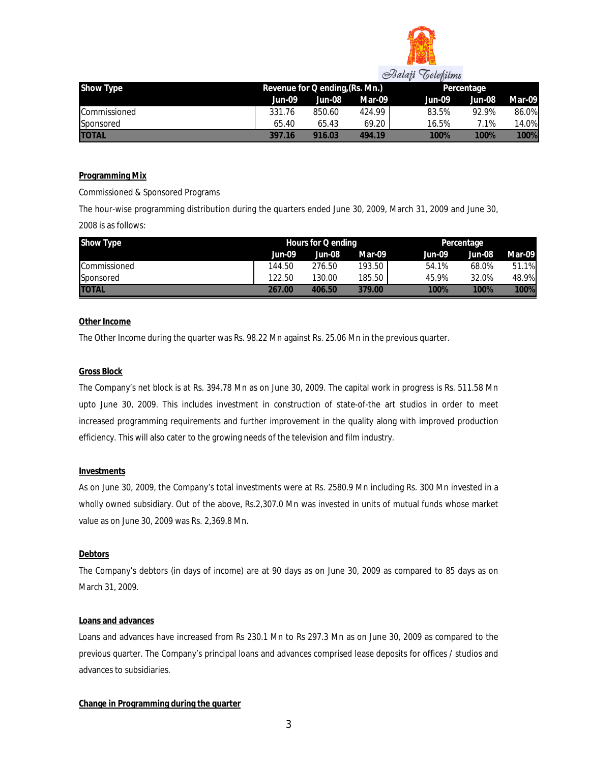| Show Type | Revenue for Q ending,(Rs. Mn.) | | | Percentage | | |
|---|---|---|---|---|---|---|
| | Jun-09 | Jun-08 | Mar-09 | Jun-09 | Jun-08 | Mar-09 |
| Commissioned | 331.76 | 850.60 | 424.99 | 83.5% | 92.9% | 86.0% |
| Sponsored | 65.40 | 65.43 | 69.20 | 16.5% | 7.1% | 14.0% |
| **TOTAL** | **397.16** | **916.03** | **494.19** | **100%** | **100%** | **100%** |

### Programming Mix

Commissioned & Sponsored Programs

The hour-wise programming distribution during the quarters ended June 30, 2009, March 31, 2009 and June 30, 2008 is as follows:

| Show Type | Hours for Q ending | | | Percentage | | |
|---|---|---|---|---|---|---|
| | Jun-09 | Jun-08 | Mar-09 | Jun-09 | Jun-08 | Mar-09 |
| Commissioned | 144.50 | 276.50 | 193.50 | 54.1% | 68.0% | 51.1% |
| Sponsored | 122.50 | 130.00 | 185.50 | 45.9% | 32.0% | 48.9% |
| **TOTAL** | **267.00** | **406.50** | **379.00** | **100%** | **100%** | **100%** |

### Other Income

The Other Income during the quarter was Rs. 98.22 Mn against Rs. 25.06 Mn in the previous quarter.

### Gross Block

The Company's net block is at Rs. 394.78 Mn as on June 30, 2009. The capital work in progress is Rs. 511.58 Mn upto June 30, 2009. This includes investment in construction of state-of-the art studios in order to meet increased programming requirements and further improvement in the quality along with improved production efficiency. This will also cater to the growing needs of the television and film industry.

### Investments

As on June 30, 2009, the Company's total investments were at Rs. 2580.9 Mn including Rs. 300 Mn invested in a wholly owned subsidiary. Out of the above, Rs.2,307.0 Mn was invested in units of mutual funds whose market value as on June 30, 2009 was Rs. 2,369.8 Mn.

### Debtors

The Company's debtors (in days of income) are at 90 days as on June 30, 2009 as compared to 85 days as on March 31, 2009.

### Loans and advances

Loans and advances have increased from Rs 230.1 Mn to Rs 297.3 Mn as on June 30, 2009 as compared to the previous quarter. The Company's principal loans and advances comprised lease deposits for offices / studios and advances to subsidiaries.

### Change in Programming during the quarter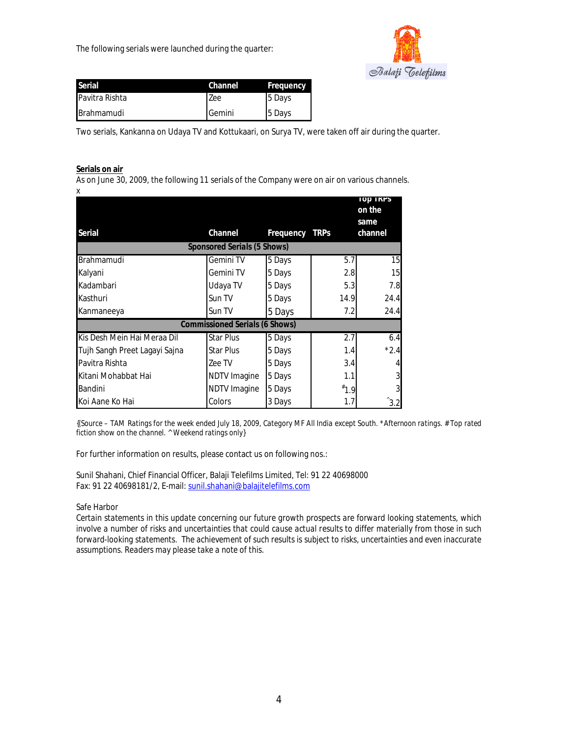The following serials were launched during the quarter:

| Serial | Channel | Frequency |
| --- | --- | --- |
| Pavitra Rishta | Zee | 5 Days |
| Brahmamudi | Gemini | 5 Days |

Two serials, Kankanna on Udaya TV and Kottukaari, on Surya TV, were taken off air during the quarter.

**Serials on air**

As on June 30, 2009, the following 11 serials of the Company were on air on various channels.

x

| Serial | Channel | Frequency | TRPs | Top TRPs on the same channel |
| --- | --- | --- | --- | --- |
| Sponsored Serials (5 Shows) | | | | |
| Brahmamudi | Gemini TV | 5 Days | 5.7 | 15 |
| Kalyani | Gemini TV | 5 Days | 2.8 | 15 |
| Kadambari | Udaya TV | 5 Days | 5.3 | 7.8 |
| Kasthuri | Sun TV | 5 Days | 14.9 | 24.4 |
| Kanmaneeya | Sun TV | 5 Days | 7.2 | 24.4 |
| Commissioned Serials (6 Shows) | | | | |
| Kis Desh Mein Hai Meraa Dil | Star Plus | 5 Days | 2.7 | 6.4 |
| Tujh Sangh Preet Lagayi Sajna | Star Plus | 5 Days | 1.4 | *2.4 |
| Pavitra Rishta | Zee TV | 5 Days | 3.4 | 4 |
| Kitani Mohabbat Hai | NDTV Imagine | 5 Days | 1.1 | 3 |
| Bandini | NDTV Imagine | 5 Days | #1.9 | 3 |
| Koi Aane Ko Hai | Colors | 3 Days | 1.7 | ^3.2 |

*{Source – TAM Ratings for the week ended July 18, 2009, Category MF All India except South. *Afternoon ratings. # Top rated fiction show on the channel. ^ Weekend ratings only}*

For further information on results, please contact us on following nos.:

Sunil Shahani, Chief Financial Officer, Balaji Telefilms Limited, Tel: 91 22 40698000
Fax: 91 22 40698181/2, E-mail: sunil.shahani@balajitelefilms.com

Safe Harbor

Certain statements in this update concerning our future growth prospects are forward looking statements, which involve a number of risks and uncertainties that could cause actual results to differ materially from those in such forward-looking statements. The achievement of such results is subject to risks, uncertainties and even inaccurate assumptions. Readers may please take a note of this.